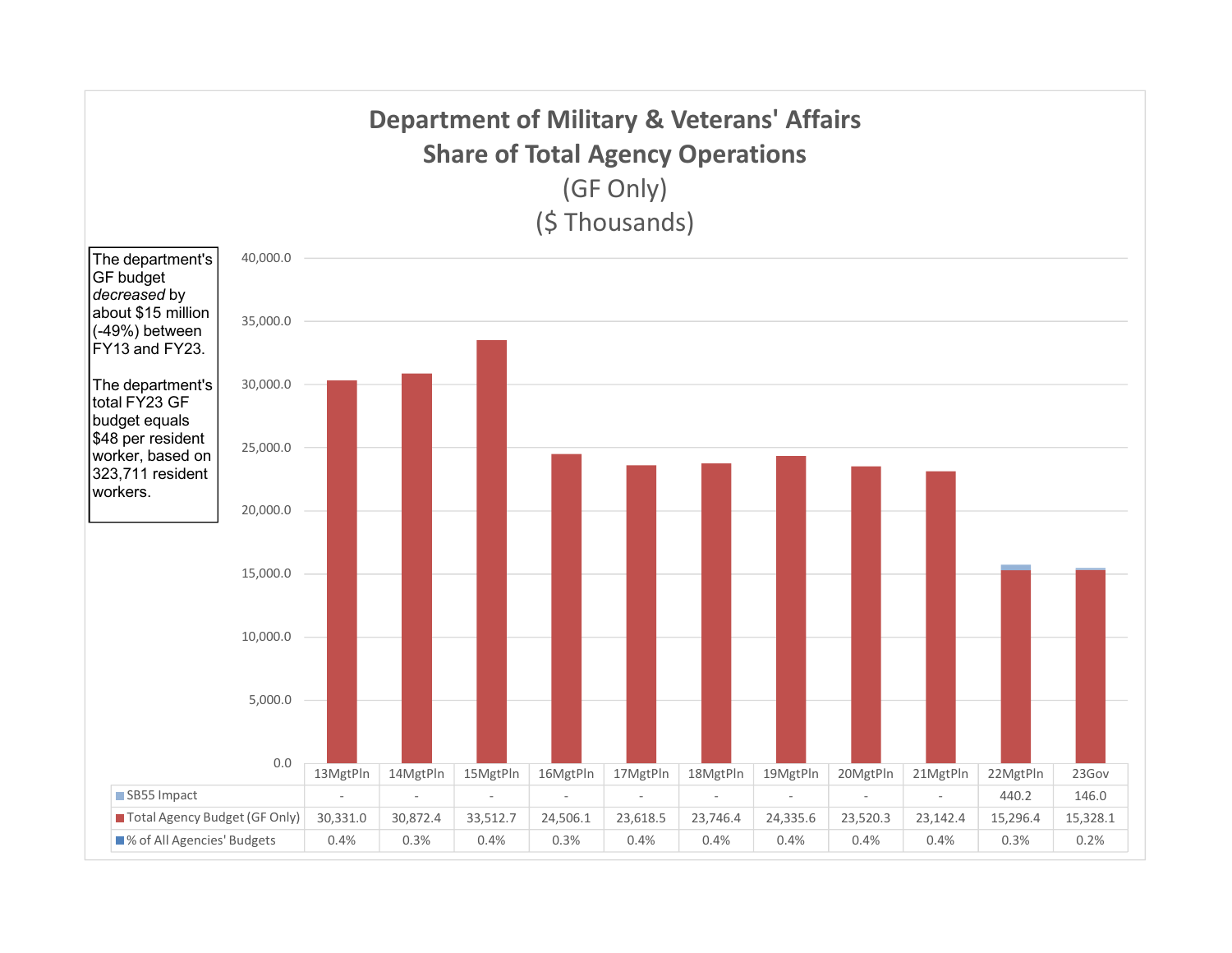# Department of Military & Veterans' Affairs
## Share of Total Agency Operations
(GF Only)
($ Thousands)

The department's GF budget *decreased* by about $15 million (-49%) between FY13 and FY23.

The department's total FY23 GF budget equals $48 per resident worker, based on 323,711 resident workers.

| | 13MgtPln | 14MgtPln | 15MgtPln | 16MgtPln | 17MgtPln | 18MgtPln | 19MgtPln | 20MgtPln | 21MgtPln | 22MgtPln | 23Gov |
|---|---|---|---|---|---|---|---|---|---|---|---|
| SB55 Impact | - | - | - | - | - | - | - | - | - | 440.2 | 146.0 |
| Total Agency Budget (GF Only) | 30,331.0 | 30,872.4 | 33,512.7 | 24,506.1 | 23,618.5 | 23,746.4 | 24,335.6 | 23,520.3 | 23,142.4 | 15,296.4 | 15,328.1 |
| % of All Agencies' Budgets | 0.4% | 0.3% | 0.4% | 0.3% | 0.4% | 0.4% | 0.4% | 0.4% | 0.4% | 0.3% | 0.2% |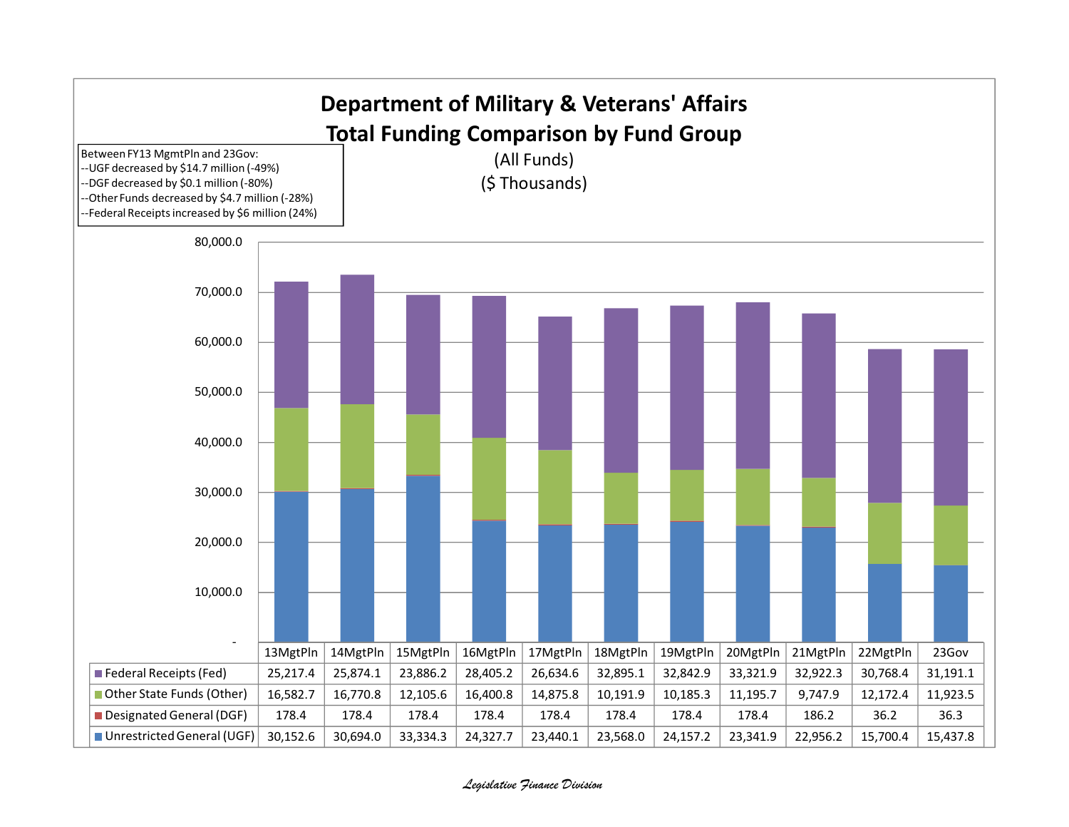# Department of Military & Veterans' Affairs
## Total Funding Comparison by Fund Group

(All Funds)

($ Thousands)

Between FY13 MgmtPln and 23Gov:
- --UGF decreased by $14.7 million (-49%)
- --DGF decreased by $0.1 million (-80%)
- --Other Funds decreased by $4.7 million (-28%)
- --Federal Receipts increased by $6 million (24%)

| | 13MgtPln | 14MgtPln | 15MgtPln | 16MgtPln | 17MgtPln | 18MgtPln | 19MgtPln | 20MgtPln | 21MgtPln | 22MgtPln | 23Gov |
|---|---|---|---|---|---|---|---|---|---|---|---|
| Federal Receipts (Fed) | 25,217.4 | 25,874.1 | 23,886.2 | 28,405.2 | 26,634.6 | 32,895.1 | 32,842.9 | 33,321.9 | 32,922.3 | 30,768.4 | 31,191.1 |
| Other State Funds (Other) | 16,582.7 | 16,770.8 | 12,105.6 | 16,400.8 | 14,875.8 | 10,191.9 | 10,185.3 | 11,195.7 | 9,747.9 | 12,172.4 | 11,923.5 |
| Designated General (DGF) | 178.4 | 178.4 | 178.4 | 178.4 | 178.4 | 178.4 | 178.4 | 178.4 | 186.2 | 36.2 | 36.3 |
| Unrestricted General (UGF) | 30,152.6 | 30,694.0 | 33,334.3 | 24,327.7 | 23,440.1 | 23,568.0 | 24,157.2 | 23,341.9 | 22,956.2 | 15,700.4 | 15,437.8 |

*Legislative Finance Division*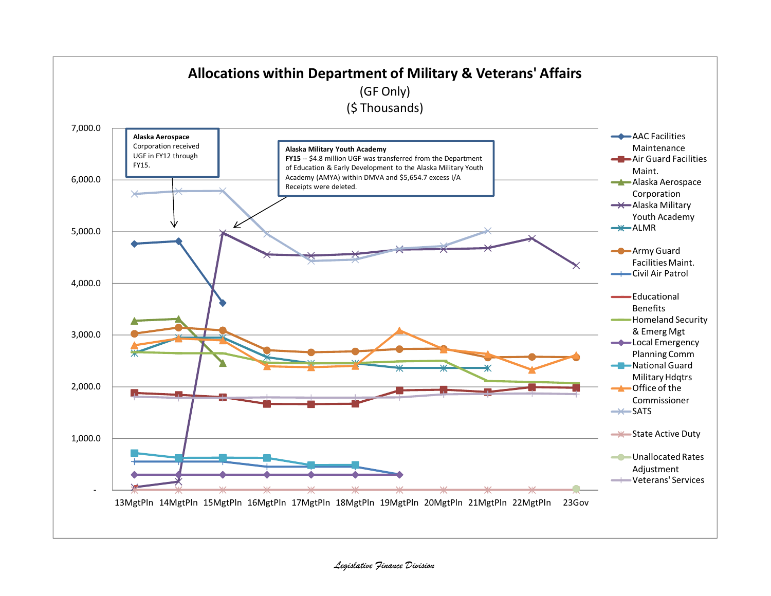# Allocations within Department of Military & Veterans' Affairs

(GF Only)

($ Thousands)

7,000.0
6,000.0
5,000.0
4,000.0
3,000.0
2,000.0
1,000.0
-

13MgtPln 14MgtPln 15MgtPln 16MgtPln 17MgtPln 18MgtPln 19MgtPln 20MgtPln 21MgtPln 22MgtPln 23Gov

**Alaska Aerospace** Corporation received UGF in FY12 through FY15.

**Alaska Military Youth Academy**
**FY15** -- $4.8 million UGF was transferred from the Department of Education & Early Development to the Alaska Military Youth Academy (AMYA) within DMVA and $5,654.7 excess I/A Receipts were deleted.

AAC Facilities Maintenance
Air Guard Facilities Maint.
Alaska Aerospace Corporation
Alaska Military Youth Academy
ALMR
Army Guard Facilities Maint.
Civil Air Patrol
Educational Benefits
Homeland Security & Emerg Mgt
Local Emergency Planning Comm
National Guard Military Hdqtrs
Office of the Commissioner
SATS
State Active Duty
Unallocated Rates Adjustment
Veterans' Services

*Legislative Finance Division*